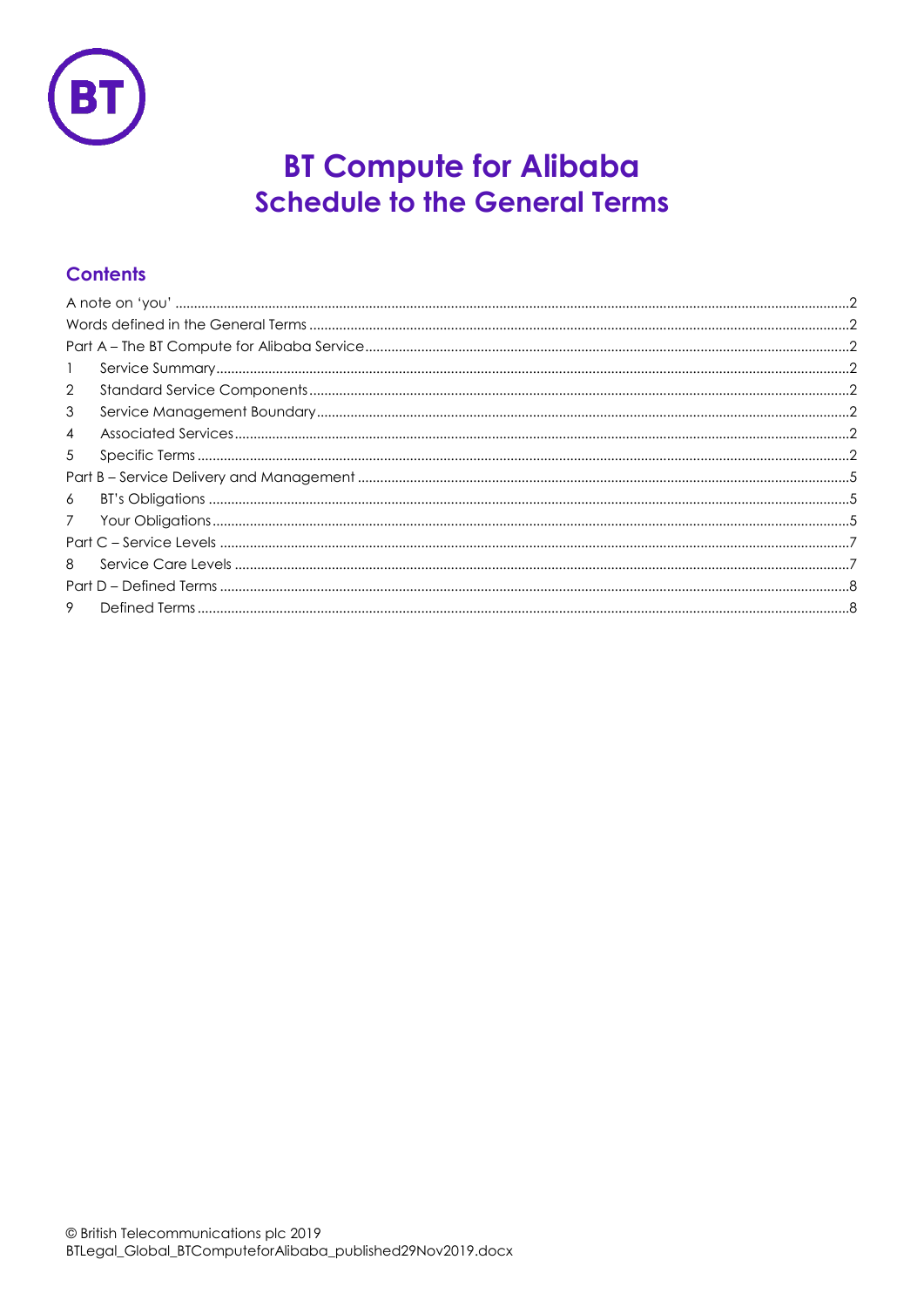# BT Compute for Alibaba
## Schedule to the General Terms

### Contents

A note on 'you' ........................................................................................................................................... 2
Words defined in the General Terms ........................................................................................................ 2
Part A – The BT Compute for Alibaba Service ......................................................................................... 2
1 Service Summary .................................................................................................................................. 2
2 Standard Service Components ........................................................................................................... 2
3 Service Management Boundary ......................................................................................................... 2
4 Associated Services .............................................................................................................................. 2
5 Specific Terms ....................................................................................................................................... 2
Part B – Service Delivery and Management ............................................................................................ 5
6 BT's Obligations ..................................................................................................................................... 5
7 Your Obligations .................................................................................................................................... 5
Part C – Service Levels ............................................................................................................................... 7
8 Service Care Levels ............................................................................................................................... 7
Part D – Defined Terms ............................................................................................................................... 8
9 Defined Terms ........................................................................................................................................ 8

© British Telecommunications plc 2019
BTLegal_Global_BTComputeforAlibaba_published29Nov2019.docx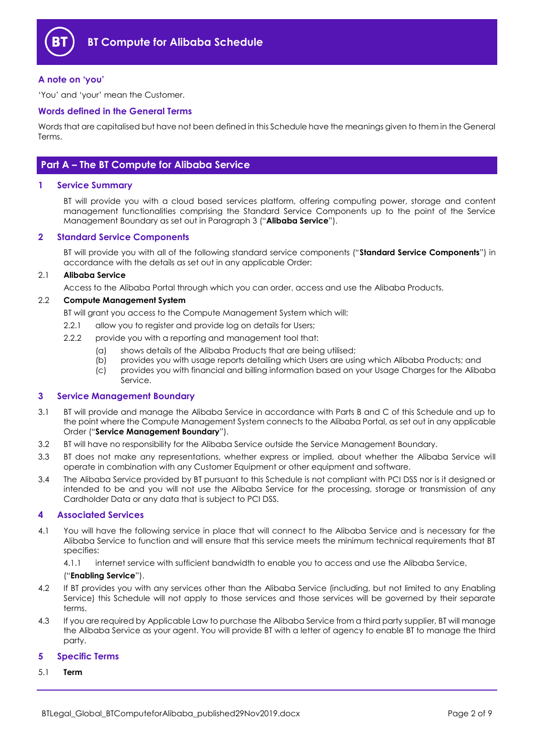# BT Compute for Alibaba Schedule

### A note on 'you'

'You' and 'your' mean the Customer.

### Words defined in the General Terms

Words that are capitalised but have not been defined in this Schedule have the meanings given to them in the General Terms.

## Part A – The BT Compute for Alibaba Service

### 1 Service Summary

BT will provide you with a cloud based services platform, offering computing power, storage and content management functionalities comprising the Standard Service Components up to the point of the Service Management Boundary as set out in Paragraph 3 ("**Alibaba Service**").

### 2 Standard Service Components

BT will provide you with all of the following standard service components ("**Standard Service Components**") in accordance with the details as set out in any applicable Order:

2.1 **Alibaba Service**

Access to the Alibaba Portal through which you can order, access and use the Alibaba Products.

2.2 **Compute Management System**

BT will grant you access to the Compute Management System which will:

2.2.1 allow you to register and provide log on details for Users;

2.2.2 provide you with a reporting and management tool that:

(a) shows details of the Alibaba Products that are being utilised;

(b) provides you with usage reports detailing which Users are using which Alibaba Products; and

(c) provides you with financial and billing information based on your Usage Charges for the Alibaba Service.

### 3 Service Management Boundary

3.1 BT will provide and manage the Alibaba Service in accordance with Parts B and C of this Schedule and up to the point where the Compute Management System connects to the Alibaba Portal, as set out in any applicable Order ("**Service Management Boundary**").

3.2 BT will have no responsibility for the Alibaba Service outside the Service Management Boundary.

3.3 BT does not make any representations, whether express or implied, about whether the Alibaba Service will operate in combination with any Customer Equipment or other equipment and software.

3.4 The Alibaba Service provided by BT pursuant to this Schedule is not compliant with PCI DSS nor is it designed or intended to be and you will not use the Alibaba Service for the processing, storage or transmission of any Cardholder Data or any data that is subject to PCI DSS.

### 4 Associated Services

4.1 You will have the following service in place that will connect to the Alibaba Service and is necessary for the Alibaba Service to function and will ensure that this service meets the minimum technical requirements that BT specifies:

4.1.1 internet service with sufficient bandwidth to enable you to access and use the Alibaba Service,

("**Enabling Service**").

4.2 If BT provides you with any services other than the Alibaba Service (including, but not limited to any Enabling Service) this Schedule will not apply to those services and those services will be governed by their separate terms.

4.3 If you are required by Applicable Law to purchase the Alibaba Service from a third party supplier, BT will manage the Alibaba Service as your agent. You will provide BT with a letter of agency to enable BT to manage the third party.

### 5 Specific Terms

5.1 **Term**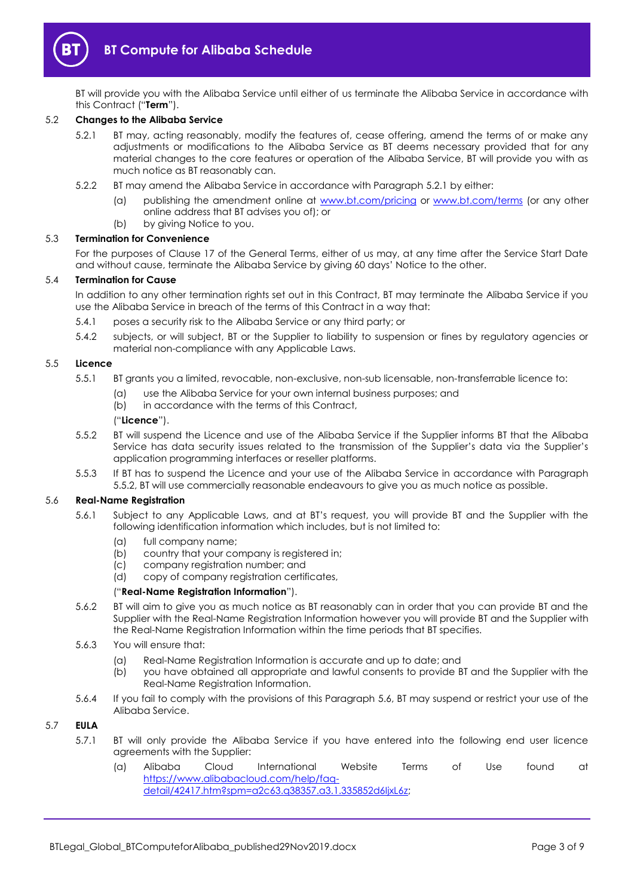BT will provide you with the Alibaba Service until either of us terminate the Alibaba Service in accordance with this Contract ("**Term**").

### 5.2 Changes to the Alibaba Service

5.2.1 BT may, acting reasonably, modify the features of, cease offering, amend the terms of or make any adjustments or modifications to the Alibaba Service as BT deems necessary provided that for any material changes to the core features or operation of the Alibaba Service, BT will provide you with as much notice as BT reasonably can.

5.2.2 BT may amend the Alibaba Service in accordance with Paragraph 5.2.1 by either:

(a) publishing the amendment online at www.bt.com/pricing or www.bt.com/terms (or any other online address that BT advises you of); or

(b) by giving Notice to you.

### 5.3 Termination for Convenience

For the purposes of Clause 17 of the General Terms, either of us may, at any time after the Service Start Date and without cause, terminate the Alibaba Service by giving 60 days' Notice to the other.

### 5.4 Termination for Cause

In addition to any other termination rights set out in this Contract, BT may terminate the Alibaba Service if you use the Alibaba Service in breach of the terms of this Contract in a way that:

5.4.1 poses a security risk to the Alibaba Service or any third party; or

5.4.2 subjects, or will subject, BT or the Supplier to liability to suspension or fines by regulatory agencies or material non-compliance with any Applicable Laws.

### 5.5 Licence

5.5.1 BT grants you a limited, revocable, non-exclusive, non-sub licensable, non-transferrable licence to:

(a) use the Alibaba Service for your own internal business purposes; and

(b) in accordance with the terms of this Contract,

("**Licence**").

5.5.2 BT will suspend the Licence and use of the Alibaba Service if the Supplier informs BT that the Alibaba Service has data security issues related to the transmission of the Supplier's data via the Supplier's application programming interfaces or reseller platforms.

5.5.3 If BT has to suspend the Licence and your use of the Alibaba Service in accordance with Paragraph 5.5.2, BT will use commercially reasonable endeavours to give you as much notice as possible.

### 5.6 Real-Name Registration

5.6.1 Subject to any Applicable Laws, and at BT's request, you will provide BT and the Supplier with the following identification information which includes, but is not limited to:

(a) full company name;

(b) country that your company is registered in;

(c) company registration number; and

(d) copy of company registration certificates,

("**Real-Name Registration Information**").

5.6.2 BT will aim to give you as much notice as BT reasonably can in order that you can provide BT and the Supplier with the Real-Name Registration Information however you will provide BT and the Supplier with the Real-Name Registration Information within the time periods that BT specifies.

5.6.3 You will ensure that:

(a) Real-Name Registration Information is accurate and up to date; and

(b) you have obtained all appropriate and lawful consents to provide BT and the Supplier with the Real-Name Registration Information.

5.6.4 If you fail to comply with the provisions of this Paragraph 5.6, BT may suspend or restrict your use of the Alibaba Service.

### 5.7 EULA

5.7.1 BT will only provide the Alibaba Service if you have entered into the following end user licence agreements with the Supplier:

(a) Alibaba Cloud International Website Terms of Use found at https://www.alibabacloud.com/help/faq-detail/42417.htm?spm=a2c63.q38357.a3.1.335852d6ljxL6z;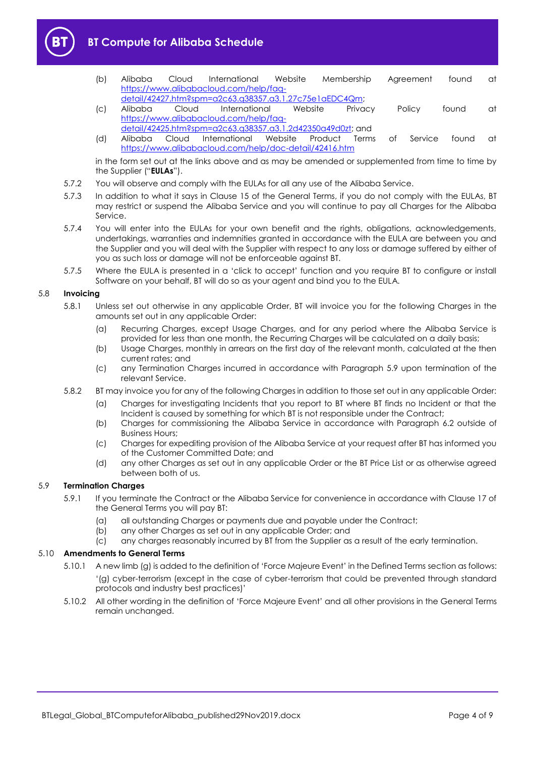(b) Alibaba Cloud International Website Membership Agreement found at https://www.alibabacloud.com/help/faq-detail/42427.htm?spm=a2c63.q38357.a3.1.27c75e1aEDC4Qm;

(c) Alibaba Cloud International Website Privacy Policy found at https://www.alibabacloud.com/help/faq-detail/42425.htm?spm=a2c63.q38357.a3.1.2d42350a49d0zt; and

(d) Alibaba Cloud International Website Product Terms of Service found at https://www.alibabacloud.com/help/doc-detail/42416.htm

in the form set out at the links above and as may be amended or supplemented from time to time by the Supplier ("**EULAs**").

5.7.2 You will observe and comply with the EULAs for all any use of the Alibaba Service.

5.7.3 In addition to what it says in Clause 15 of the General Terms, if you do not comply with the EULAs, BT may restrict or suspend the Alibaba Service and you will continue to pay all Charges for the Alibaba Service.

5.7.4 You will enter into the EULAs for your own benefit and the rights, obligations, acknowledgements, undertakings, warranties and indemnities granted in accordance with the EULA are between you and the Supplier and you will deal with the Supplier with respect to any loss or damage suffered by either of you as such loss or damage will not be enforceable against BT.

5.7.5 Where the EULA is presented in a 'click to accept' function and you require BT to configure or install Software on your behalf, BT will do so as your agent and bind you to the EULA.

## 5.8 Invoicing

5.8.1 Unless set out otherwise in any applicable Order, BT will invoice you for the following Charges in the amounts set out in any applicable Order:

(a) Recurring Charges, except Usage Charges, and for any period where the Alibaba Service is provided for less than one month, the Recurring Charges will be calculated on a daily basis;

(b) Usage Charges, monthly in arrears on the first day of the relevant month, calculated at the then current rates; and

(c) any Termination Charges incurred in accordance with Paragraph 5.9 upon termination of the relevant Service.

5.8.2 BT may invoice you for any of the following Charges in addition to those set out in any applicable Order:

(a) Charges for investigating Incidents that you report to BT where BT finds no Incident or that the Incident is caused by something for which BT is not responsible under the Contract;

(b) Charges for commissioning the Alibaba Service in accordance with Paragraph 6.2 outside of Business Hours;

(c) Charges for expediting provision of the Alibaba Service at your request after BT has informed you of the Customer Committed Date; and

(d) any other Charges as set out in any applicable Order or the BT Price List or as otherwise agreed between both of us.

## 5.9 Termination Charges

5.9.1 If you terminate the Contract or the Alibaba Service for convenience in accordance with Clause 17 of the General Terms you will pay BT:

(a) all outstanding Charges or payments due and payable under the Contract;

(b) any other Charges as set out in any applicable Order; and

(c) any charges reasonably incurred by BT from the Supplier as a result of the early termination.

## 5.10 Amendments to General Terms

5.10.1 A new limb (g) is added to the definition of 'Force Majeure Event' in the Defined Terms section as follows:

'(g) cyber-terrorism (except in the case of cyber-terrorism that could be prevented through standard protocols and industry best practices)'

5.10.2 All other wording in the definition of 'Force Majeure Event' and all other provisions in the General Terms remain unchanged.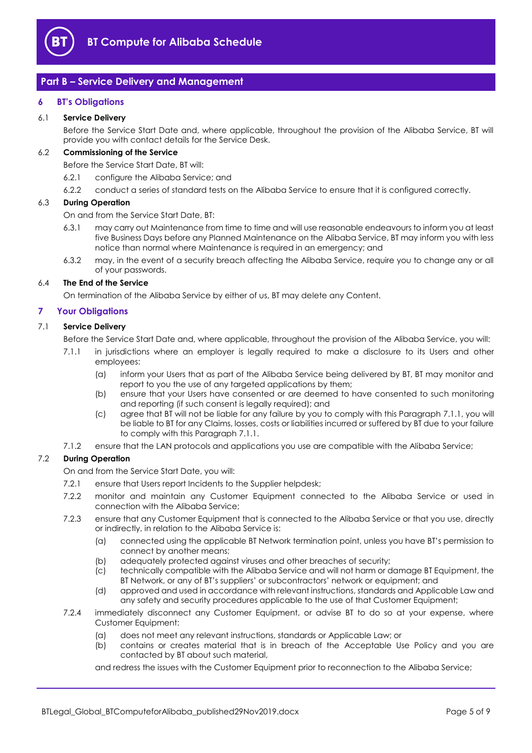## Part B – Service Delivery and Management

### 6 BT's Obligations

#### 6.1 Service Delivery

Before the Service Start Date and, where applicable, throughout the provision of the Alibaba Service, BT will provide you with contact details for the Service Desk.

#### 6.2 Commissioning of the Service

Before the Service Start Date, BT will:

6.2.1 configure the Alibaba Service; and

6.2.2 conduct a series of standard tests on the Alibaba Service to ensure that it is configured correctly.

#### 6.3 During Operation

On and from the Service Start Date, BT:

6.3.1 may carry out Maintenance from time to time and will use reasonable endeavours to inform you at least five Business Days before any Planned Maintenance on the Alibaba Service, BT may inform you with less notice than normal where Maintenance is required in an emergency; and

6.3.2 may, in the event of a security breach affecting the Alibaba Service, require you to change any or all of your passwords.

#### 6.4 The End of the Service

On termination of the Alibaba Service by either of us, BT may delete any Content.

### 7 Your Obligations

#### 7.1 Service Delivery

Before the Service Start Date and, where applicable, throughout the provision of the Alibaba Service, you will:

7.1.1 in jurisdictions where an employer is legally required to make a disclosure to its Users and other employees:

(a) inform your Users that as part of the Alibaba Service being delivered by BT, BT may monitor and report to you the use of any targeted applications by them;

(b) ensure that your Users have consented or are deemed to have consented to such monitoring and reporting (if such consent is legally required); and

(c) agree that BT will not be liable for any failure by you to comply with this Paragraph 7.1.1, you will be liable to BT for any Claims, losses, costs or liabilities incurred or suffered by BT due to your failure to comply with this Paragraph 7.1.1.

7.1.2 ensure that the LAN protocols and applications you use are compatible with the Alibaba Service;

#### 7.2 During Operation

On and from the Service Start Date, you will:

7.2.1 ensure that Users report Incidents to the Supplier helpdesk;

7.2.2 monitor and maintain any Customer Equipment connected to the Alibaba Service or used in connection with the Alibaba Service;

7.2.3 ensure that any Customer Equipment that is connected to the Alibaba Service or that you use, directly or indirectly, in relation to the Alibaba Service is:

(a) connected using the applicable BT Network termination point, unless you have BT's permission to connect by another means;

(b) adequately protected against viruses and other breaches of security;

(c) technically compatible with the Alibaba Service and will not harm or damage BT Equipment, the BT Network, or any of BT's suppliers' or subcontractors' network or equipment; and

(d) approved and used in accordance with relevant instructions, standards and Applicable Law and any safety and security procedures applicable to the use of that Customer Equipment;

7.2.4 immediately disconnect any Customer Equipment, or advise BT to do so at your expense, where Customer Equipment:

(a) does not meet any relevant instructions, standards or Applicable Law; or

(b) contains or creates material that is in breach of the Acceptable Use Policy and you are contacted by BT about such material,

and redress the issues with the Customer Equipment prior to reconnection to the Alibaba Service;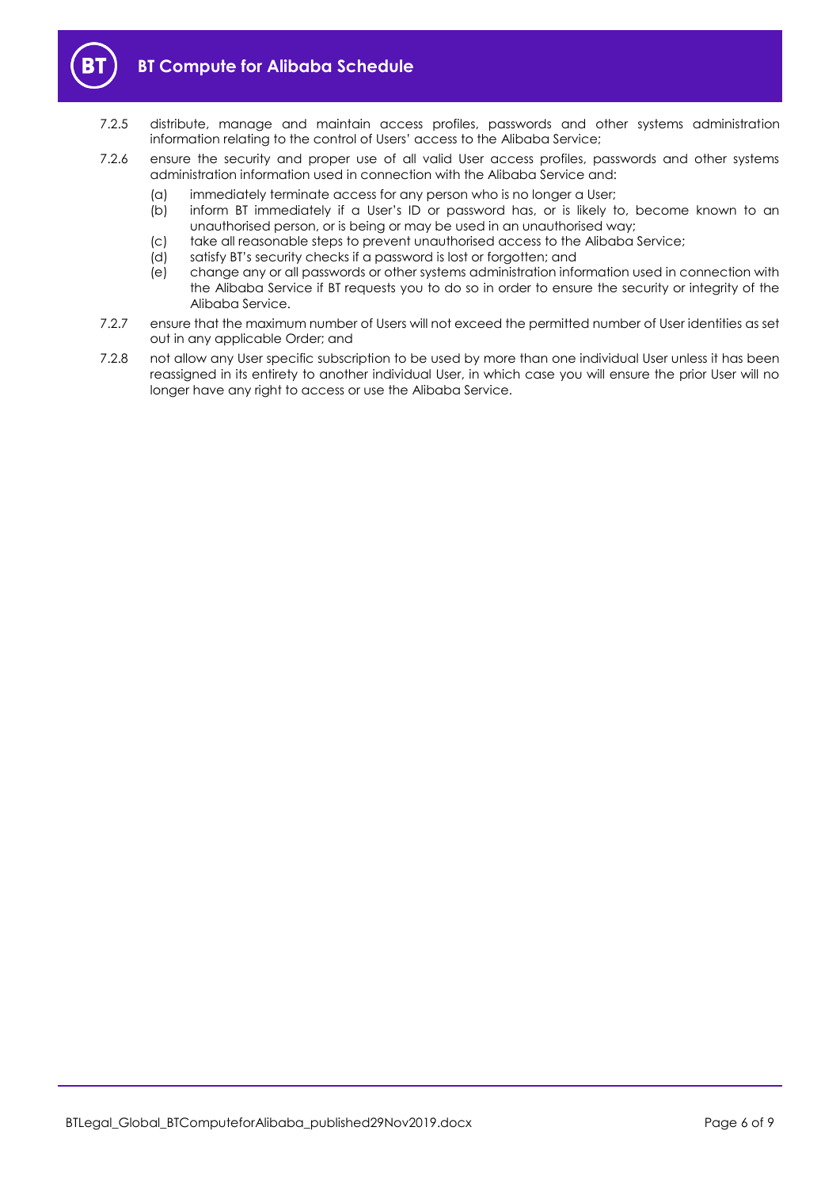7.2.5 distribute, manage and maintain access profiles, passwords and other systems administration information relating to the control of Users' access to the Alibaba Service;

7.2.6 ensure the security and proper use of all valid User access profiles, passwords and other systems administration information used in connection with the Alibaba Service and:

  (a) immediately terminate access for any person who is no longer a User;

  (b) inform BT immediately if a User's ID or password has, or is likely to, become known to an unauthorised person, or is being or may be used in an unauthorised way;

  (c) take all reasonable steps to prevent unauthorised access to the Alibaba Service;

  (d) satisfy BT's security checks if a password is lost or forgotten; and

  (e) change any or all passwords or other systems administration information used in connection with the Alibaba Service if BT requests you to do so in order to ensure the security or integrity of the Alibaba Service.

7.2.7 ensure that the maximum number of Users will not exceed the permitted number of User identities as set out in any applicable Order; and

7.2.8 not allow any User specific subscription to be used by more than one individual User unless it has been reassigned in its entirety to another individual User, in which case you will ensure the prior User will no longer have any right to access or use the Alibaba Service.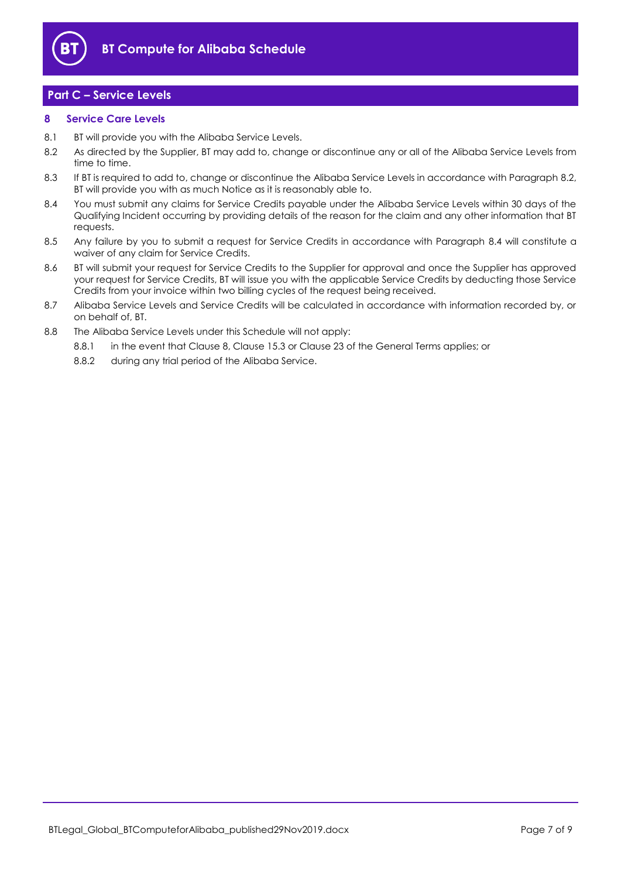## Part C – Service Levels

### 8 Service Care Levels

8.1 BT will provide you with the Alibaba Service Levels.

8.2 As directed by the Supplier, BT may add to, change or discontinue any or all of the Alibaba Service Levels from time to time.

8.3 If BT is required to add to, change or discontinue the Alibaba Service Levels in accordance with Paragraph 8.2, BT will provide you with as much Notice as it is reasonably able to.

8.4 You must submit any claims for Service Credits payable under the Alibaba Service Levels within 30 days of the Qualifying Incident occurring by providing details of the reason for the claim and any other information that BT requests.

8.5 Any failure by you to submit a request for Service Credits in accordance with Paragraph 8.4 will constitute a waiver of any claim for Service Credits.

8.6 BT will submit your request for Service Credits to the Supplier for approval and once the Supplier has approved your request for Service Credits, BT will issue you with the applicable Service Credits by deducting those Service Credits from your invoice within two billing cycles of the request being received.

8.7 Alibaba Service Levels and Service Credits will be calculated in accordance with information recorded by, or on behalf of, BT.

8.8 The Alibaba Service Levels under this Schedule will not apply:

8.8.1 in the event that Clause 8, Clause 15.3 or Clause 23 of the General Terms applies; or

8.8.2 during any trial period of the Alibaba Service.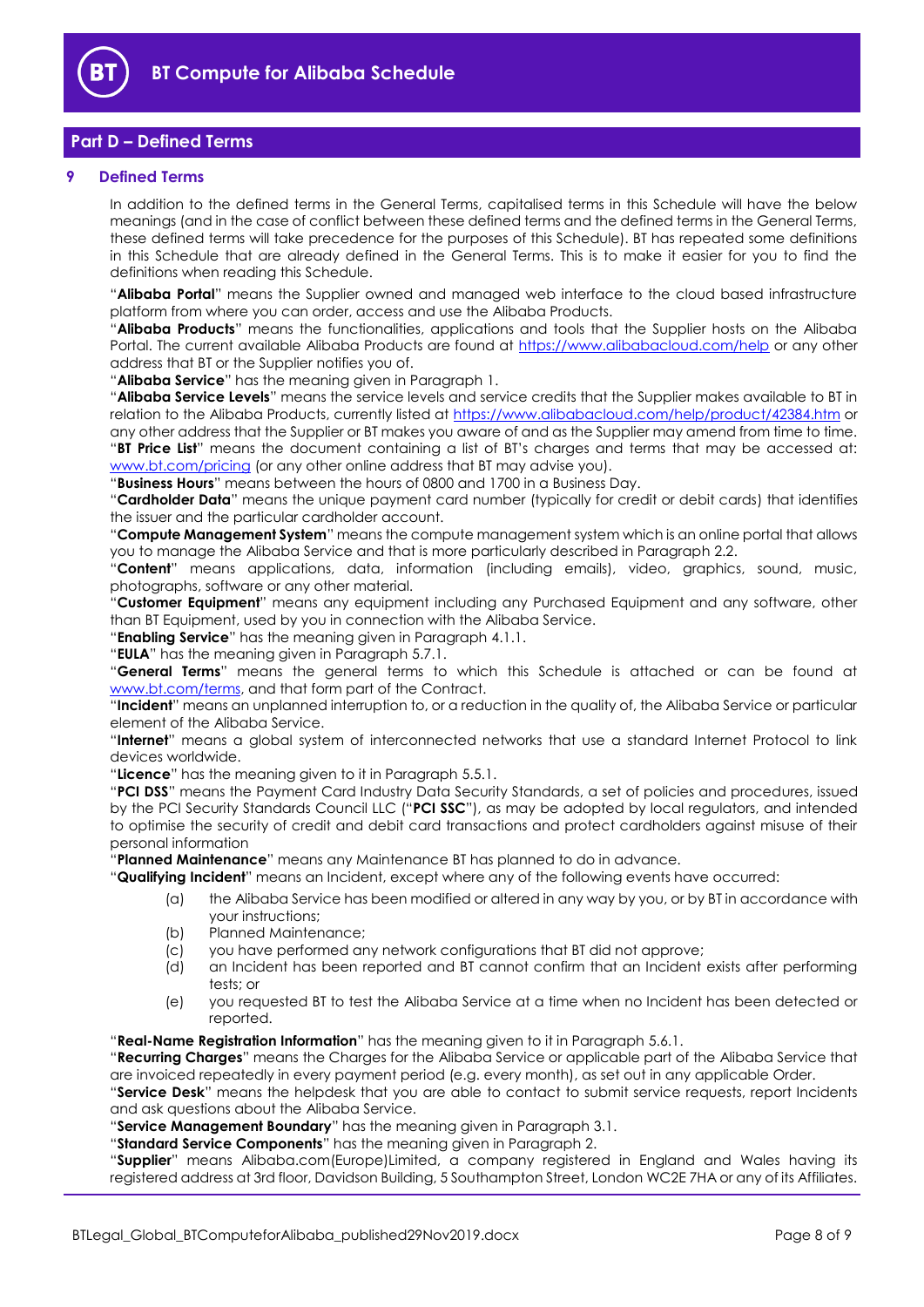## Part D – Defined Terms

### 9 Defined Terms

In addition to the defined terms in the General Terms, capitalised terms in this Schedule will have the below meanings (and in the case of conflict between these defined terms and the defined terms in the General Terms, these defined terms will take precedence for the purposes of this Schedule). BT has repeated some definitions in this Schedule that are already defined in the General Terms. This is to make it easier for you to find the definitions when reading this Schedule.

"**Alibaba Portal**" means the Supplier owned and managed web interface to the cloud based infrastructure platform from where you can order, access and use the Alibaba Products.

"**Alibaba Products**" means the functionalities, applications and tools that the Supplier hosts on the Alibaba Portal. The current available Alibaba Products are found at https://www.alibabacloud.com/help or any other address that BT or the Supplier notifies you of.

"**Alibaba Service**" has the meaning given in Paragraph 1.

"**Alibaba Service Levels**" means the service levels and service credits that the Supplier makes available to BT in relation to the Alibaba Products, currently listed at https://www.alibabacloud.com/help/product/42384.htm or any other address that the Supplier or BT makes you aware of and as the Supplier may amend from time to time.

"**BT Price List**" means the document containing a list of BT's charges and terms that may be accessed at: www.bt.com/pricing (or any other online address that BT may advise you).

"**Business Hours**" means between the hours of 0800 and 1700 in a Business Day.

"**Cardholder Data**" means the unique payment card number (typically for credit or debit cards) that identifies the issuer and the particular cardholder account.

"**Compute Management System**" means the compute management system which is an online portal that allows you to manage the Alibaba Service and that is more particularly described in Paragraph 2.2.

"**Content**" means applications, data, information (including emails), video, graphics, sound, music, photographs, software or any other material.

"**Customer Equipment**" means any equipment including any Purchased Equipment and any software, other than BT Equipment, used by you in connection with the Alibaba Service.

"**Enabling Service**" has the meaning given in Paragraph 4.1.1.

"**EULA**" has the meaning given in Paragraph 5.7.1.

"**General Terms**" means the general terms to which this Schedule is attached or can be found at www.bt.com/terms, and that form part of the Contract.

"**Incident**" means an unplanned interruption to, or a reduction in the quality of, the Alibaba Service or particular element of the Alibaba Service.

"**Internet**" means a global system of interconnected networks that use a standard Internet Protocol to link devices worldwide.

"**Licence**" has the meaning given to it in Paragraph 5.5.1.

"**PCI DSS**" means the Payment Card Industry Data Security Standards, a set of policies and procedures, issued by the PCI Security Standards Council LLC ("**PCI SSC**"), as may be adopted by local regulators, and intended to optimise the security of credit and debit card transactions and protect cardholders against misuse of their personal information

"**Planned Maintenance**" means any Maintenance BT has planned to do in advance.

"**Qualifying Incident**" means an Incident, except where any of the following events have occurred:

(a) the Alibaba Service has been modified or altered in any way by you, or by BT in accordance with your instructions;
(b) Planned Maintenance;
(c) you have performed any network configurations that BT did not approve;
(d) an Incident has been reported and BT cannot confirm that an Incident exists after performing tests; or
(e) you requested BT to test the Alibaba Service at a time when no Incident has been detected or reported.

"**Real-Name Registration Information**" has the meaning given to it in Paragraph 5.6.1.

"**Recurring Charges**" means the Charges for the Alibaba Service or applicable part of the Alibaba Service that are invoiced repeatedly in every payment period (e.g. every month), as set out in any applicable Order.

"**Service Desk**" means the helpdesk that you are able to contact to submit service requests, report Incidents and ask questions about the Alibaba Service.

"**Service Management Boundary**" has the meaning given in Paragraph 3.1.

"**Standard Service Components**" has the meaning given in Paragraph 2.

"**Supplier**" means Alibaba.com(Europe)Limited, a company registered in England and Wales having its registered address at 3rd floor, Davidson Building, 5 Southampton Street, London WC2E 7HA or any of its Affiliates.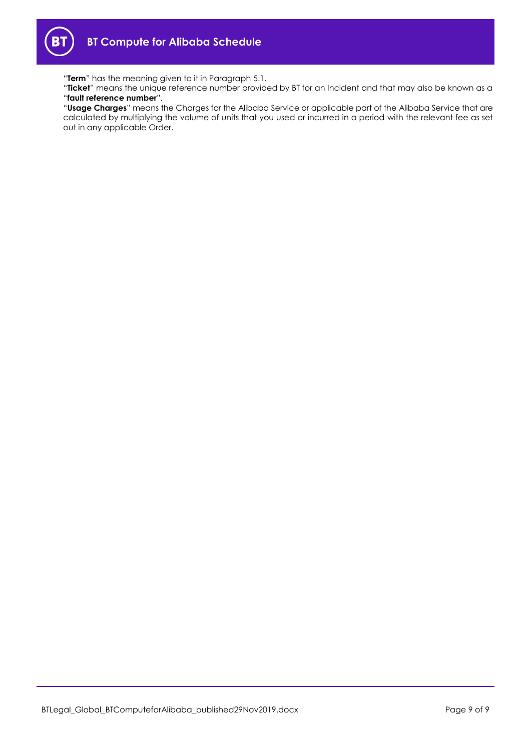"**Term**" has the meaning given to it in Paragraph 5.1.

"**Ticket**" means the unique reference number provided by BT for an Incident and that may also be known as a "**fault reference number**".

"**Usage Charges**" means the Charges for the Alibaba Service or applicable part of the Alibaba Service that are calculated by multiplying the volume of units that you used or incurred in a period with the relevant fee as set out in any applicable Order.